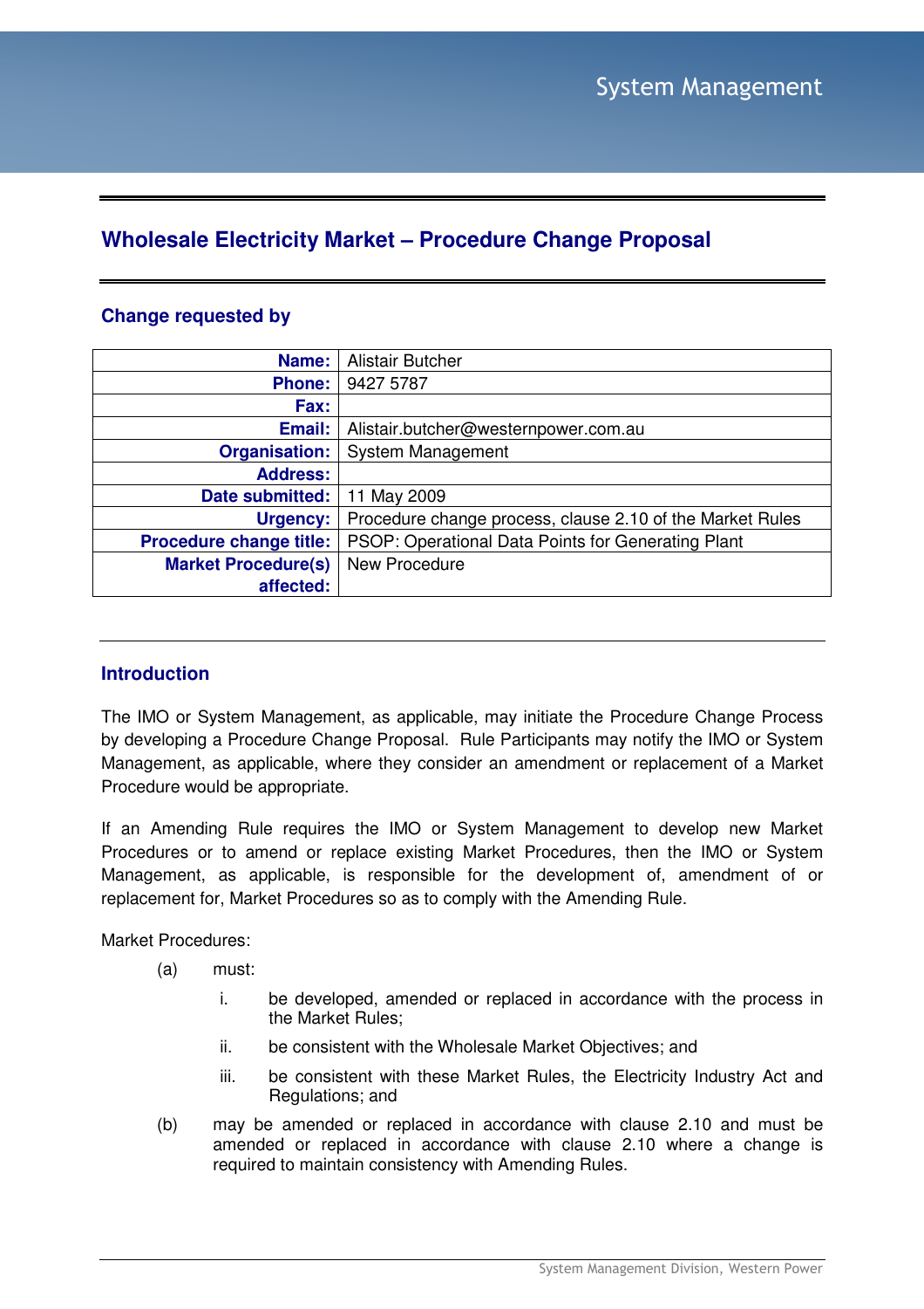## Wholesale Electricity Market – Procedure Change Proposal

### Change requested by

| | |
|---|---|
| **Name:** | Alistair Butcher |
| **Phone:** | 9427 5787 |
| **Fax:** | |
| **Email:** | Alistair.butcher@westernpower.com.au |
| **Organisation:** | System Management |
| **Address:** | |
| **Date submitted:** | 11 May 2009 |
| **Urgency:** | Procedure change process, clause 2.10 of the Market Rules |
| **Procedure change title:** | PSOP: Operational Data Points for Generating Plant |
| **Market Procedure(s) affected:** | New Procedure |

### Introduction

The IMO or System Management, as applicable, may initiate the Procedure Change Process by developing a Procedure Change Proposal. Rule Participants may notify the IMO or System Management, as applicable, where they consider an amendment or replacement of a Market Procedure would be appropriate.

If an Amending Rule requires the IMO or System Management to develop new Market Procedures or to amend or replace existing Market Procedures, then the IMO or System Management, as applicable, is responsible for the development of, amendment of or replacement for, Market Procedures so as to comply with the Amending Rule.

Market Procedures:

(a) must:

i. be developed, amended or replaced in accordance with the process in the Market Rules;

ii. be consistent with the Wholesale Market Objectives; and

iii. be consistent with these Market Rules, the Electricity Industry Act and Regulations; and

(b) may be amended or replaced in accordance with clause 2.10 and must be amended or replaced in accordance with clause 2.10 where a change is required to maintain consistency with Amending Rules.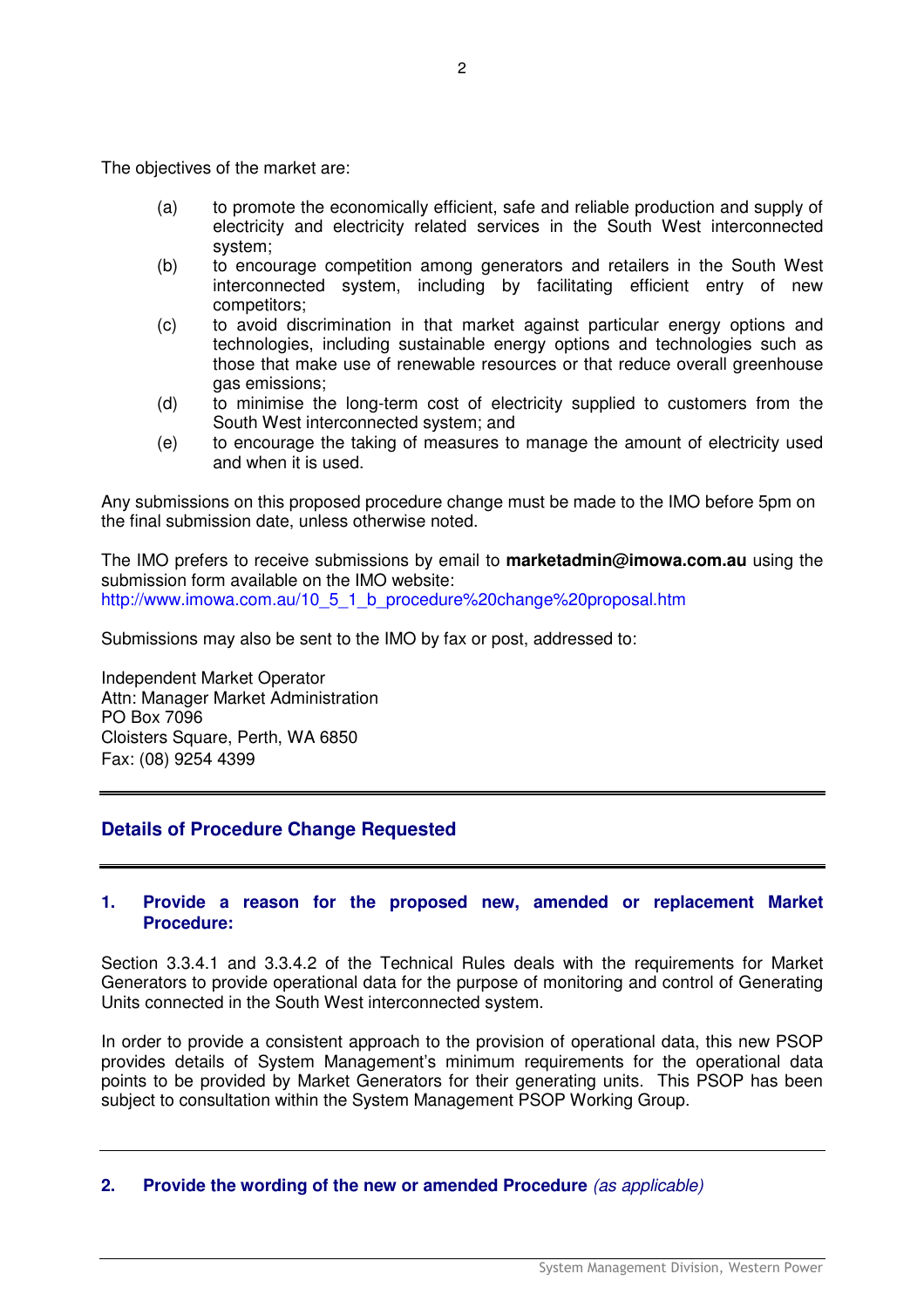The objectives of the market are:

(a) to promote the economically efficient, safe and reliable production and supply of electricity and electricity related services in the South West interconnected system;

(b) to encourage competition among generators and retailers in the South West interconnected system, including by facilitating efficient entry of new competitors;

(c) to avoid discrimination in that market against particular energy options and technologies, including sustainable energy options and technologies such as those that make use of renewable resources or that reduce overall greenhouse gas emissions;

(d) to minimise the long-term cost of electricity supplied to customers from the South West interconnected system; and

(e) to encourage the taking of measures to manage the amount of electricity used and when it is used.

Any submissions on this proposed procedure change must be made to the IMO before 5pm on the final submission date, unless otherwise noted.

The IMO prefers to receive submissions by email to **marketadmin@imowa.com.au** using the submission form available on the IMO website:
http://www.imowa.com.au/10_5_1_b_procedure%20change%20proposal.htm

Submissions may also be sent to the IMO by fax or post, addressed to:

Independent Market Operator
Attn: Manager Market Administration
PO Box 7096
Cloisters Square, Perth, WA 6850
Fax: (08) 9254 4399

## Details of Procedure Change Requested

### 1. Provide a reason for the proposed new, amended or replacement Market Procedure:

Section 3.3.4.1 and 3.3.4.2 of the Technical Rules deals with the requirements for Market Generators to provide operational data for the purpose of monitoring and control of Generating Units connected in the South West interconnected system.

In order to provide a consistent approach to the provision of operational data, this new PSOP provides details of System Management's minimum requirements for the operational data points to be provided by Market Generators for their generating units. This PSOP has been subject to consultation within the System Management PSOP Working Group.

### 2. Provide the wording of the new or amended Procedure *(as applicable)*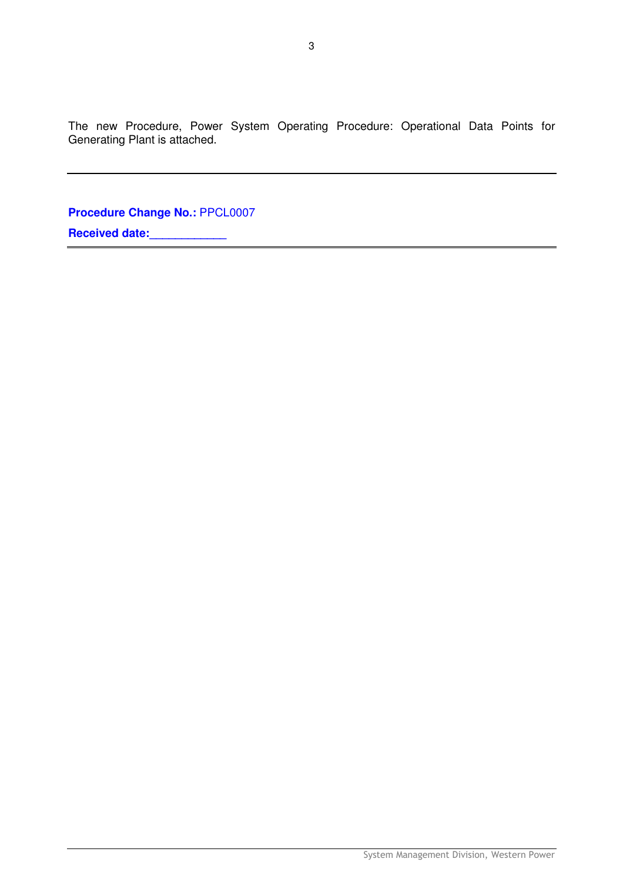The new Procedure, Power System Operating Procedure: Operational Data Points for Generating Plant is attached.

---

**Procedure Change No.:** PPCL0007

**Received date:**____________

---